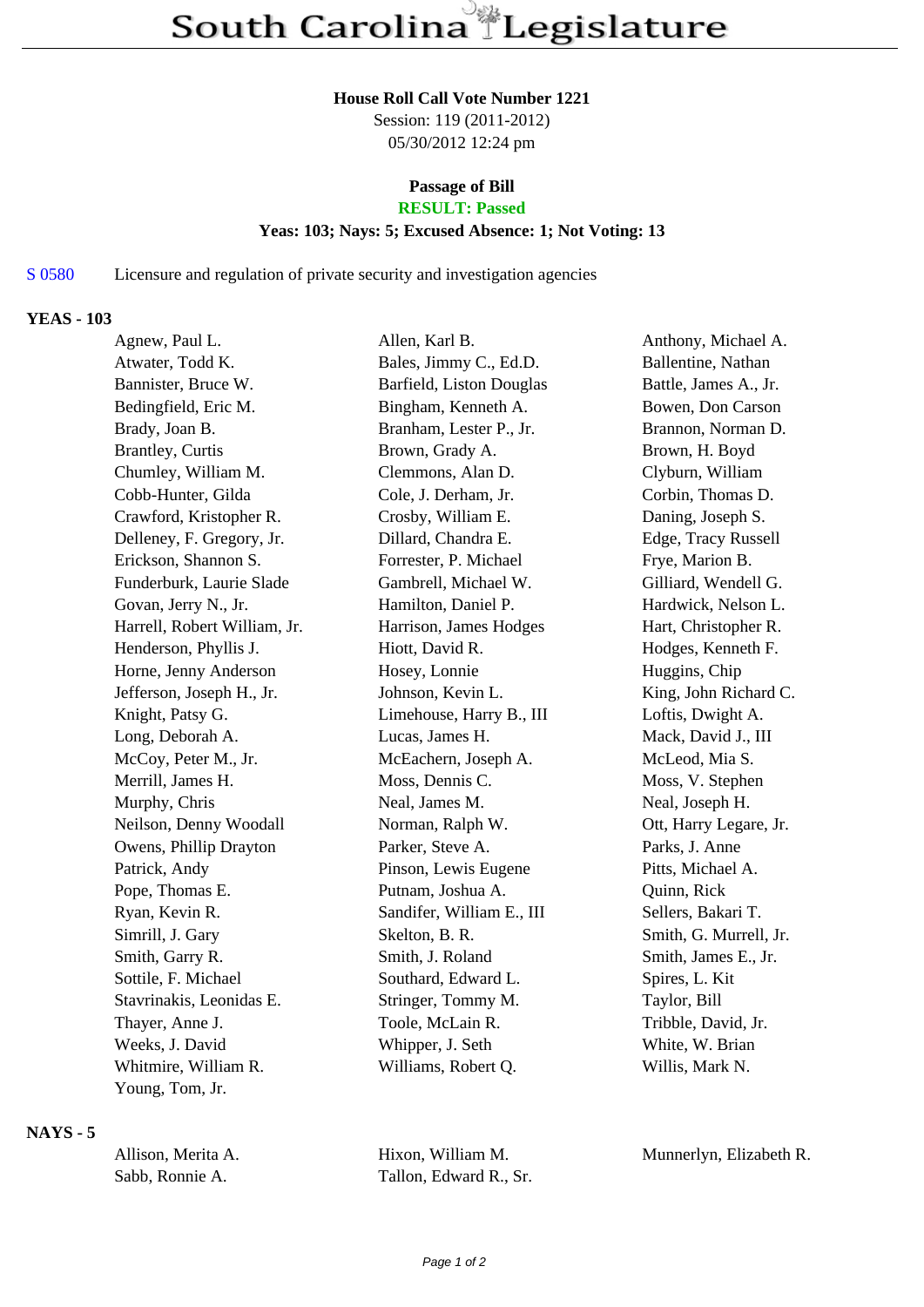# South Carolina Legislature

**House Roll Call Vote Number 1221**

Session: 119 (2011-2012)

05/30/2012 12:24 pm

**Passage of Bill**

**RESULT: Passed**

**Yeas: 103; Nays: 5; Excused Absence: 1; Not Voting: 13**

S 0580 Licensure and regulation of private security and investigation agencies

## YEAS - 103

| | | |
|---|---|---|
| Agnew, Paul L. | Allen, Karl B. | Anthony, Michael A. |
| Atwater, Todd K. | Bales, Jimmy C., Ed.D. | Ballentine, Nathan |
| Bannister, Bruce W. | Barfield, Liston Douglas | Battle, James A., Jr. |
| Bedingfield, Eric M. | Bingham, Kenneth A. | Bowen, Don Carson |
| Brady, Joan B. | Branham, Lester P., Jr. | Brannon, Norman D. |
| Brantley, Curtis | Brown, Grady A. | Brown, H. Boyd |
| Chumley, William M. | Clemmons, Alan D. | Clyburn, William |
| Cobb-Hunter, Gilda | Cole, J. Derham, Jr. | Corbin, Thomas D. |
| Crawford, Kristopher R. | Crosby, William E. | Daning, Joseph S. |
| Delleney, F. Gregory, Jr. | Dillard, Chandra E. | Edge, Tracy Russell |
| Erickson, Shannon S. | Forrester, P. Michael | Frye, Marion B. |
| Funderburk, Laurie Slade | Gambrell, Michael W. | Gilliard, Wendell G. |
| Govan, Jerry N., Jr. | Hamilton, Daniel P. | Hardwick, Nelson L. |
| Harrell, Robert William, Jr. | Harrison, James Hodges | Hart, Christopher R. |
| Henderson, Phyllis J. | Hiott, David R. | Hodges, Kenneth F. |
| Horne, Jenny Anderson | Hosey, Lonnie | Huggins, Chip |
| Jefferson, Joseph H., Jr. | Johnson, Kevin L. | King, John Richard C. |
| Knight, Patsy G. | Limehouse, Harry B., III | Loftis, Dwight A. |
| Long, Deborah A. | Lucas, James H. | Mack, David J., III |
| McCoy, Peter M., Jr. | McEachern, Joseph A. | McLeod, Mia S. |
| Merrill, James H. | Moss, Dennis C. | Moss, V. Stephen |
| Murphy, Chris | Neal, James M. | Neal, Joseph H. |
| Neilson, Denny Woodall | Norman, Ralph W. | Ott, Harry Legare, Jr. |
| Owens, Phillip Drayton | Parker, Steve A. | Parks, J. Anne |
| Patrick, Andy | Pinson, Lewis Eugene | Pitts, Michael A. |
| Pope, Thomas E. | Putnam, Joshua A. | Quinn, Rick |
| Ryan, Kevin R. | Sandifer, William E., III | Sellers, Bakari T. |
| Simrill, J. Gary | Skelton, B. R. | Smith, G. Murrell, Jr. |
| Smith, Garry R. | Smith, J. Roland | Smith, James E., Jr. |
| Sottile, F. Michael | Southard, Edward L. | Spires, L. Kit |
| Stavrinakis, Leonidas E. | Stringer, Tommy M. | Taylor, Bill |
| Thayer, Anne J. | Toole, McLain R. | Tribble, David, Jr. |
| Weeks, J. David | Whipper, J. Seth | White, W. Brian |
| Whitmire, William R. | Williams, Robert Q. | Willis, Mark N. |
| Young, Tom, Jr. | | |

## NAYS - 5

| | | |
|---|---|---|
| Allison, Merita A. | Hixon, William M. | Munnerlyn, Elizabeth R. |
| Sabb, Ronnie A. | Tallon, Edward R., Sr. | |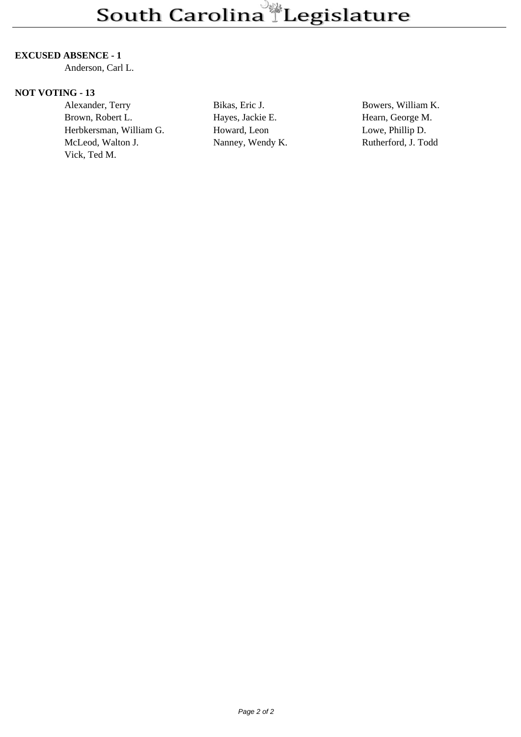**EXCUSED ABSENCE - 1**

Anderson, Carl L.

**NOT VOTING - 13**

| | | |
|---|---|---|
| Alexander, Terry | Bikas, Eric J. | Bowers, William K. |
| Brown, Robert L. | Hayes, Jackie E. | Hearn, George M. |
| Herbkersman, William G. | Howard, Leon | Lowe, Phillip D. |
| McLeod, Walton J. | Nanney, Wendy K. | Rutherford, J. Todd |
| Vick, Ted M. | | |